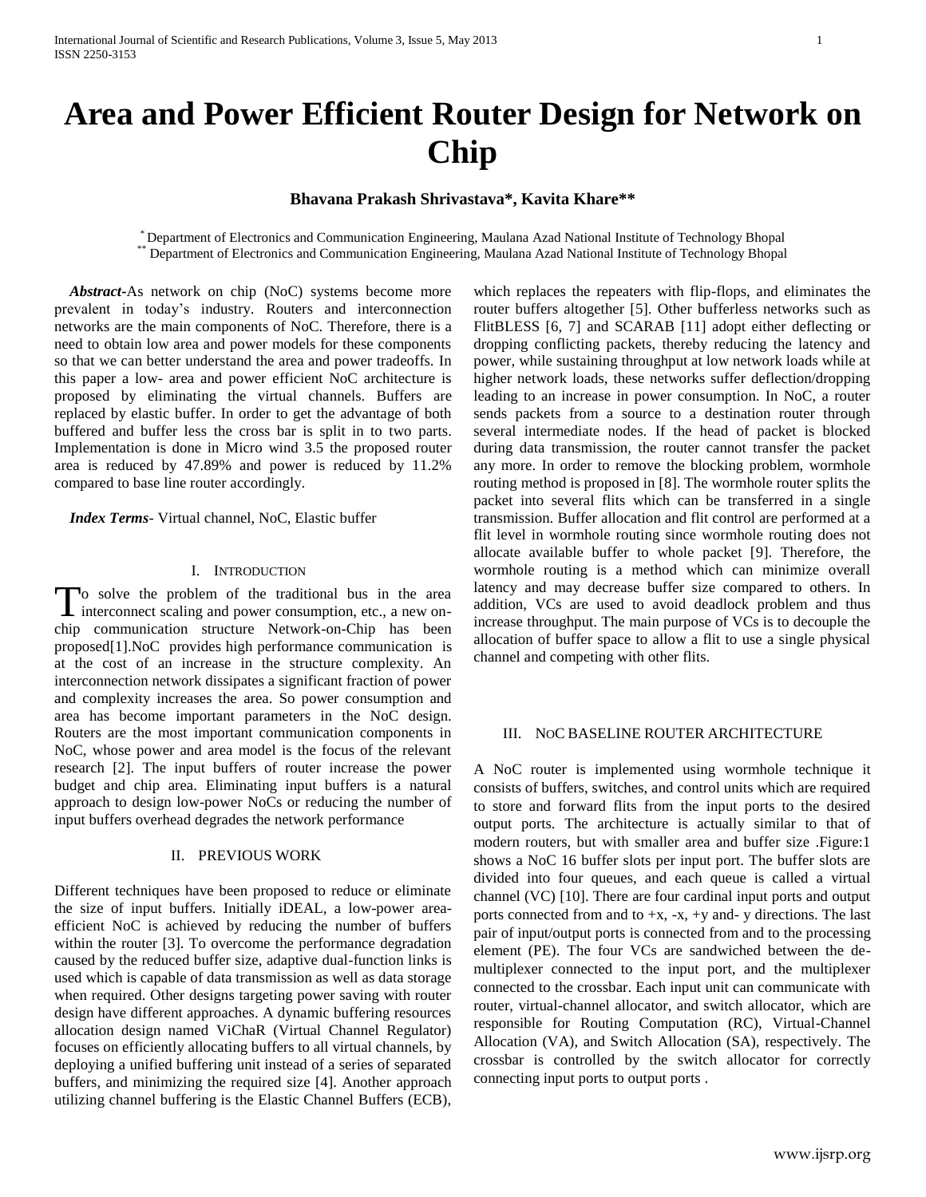# Area and Power Efficient Router Design for Network on Chip

**Bhavana Prakash Shrivastava\*, Kavita Khare\*\***

\* Department of Electronics and Communication Engineering, Maulana Azad National Institute of Technology Bhopal
\*\* Department of Electronics and Communication Engineering, Maulana Azad National Institute of Technology Bhopal

***Abstract***-As network on chip (NoC) systems become more prevalent in today's industry. Routers and interconnection networks are the main components of NoC. Therefore, there is a need to obtain low area and power models for these components so that we can better understand the area and power tradeoffs. In this paper a low- area and power efficient NoC architecture is proposed by eliminating the virtual channels. Buffers are replaced by elastic buffer. In order to get the advantage of both buffered and buffer less the cross bar is split in to two parts. Implementation is done in Micro wind 3.5 the proposed router area is reduced by 47.89% and power is reduced by 11.2% compared to base line router accordingly.

***Index Terms***- Virtual channel, NoC, Elastic buffer

## I. Introduction

To solve the problem of the traditional bus in the area interconnect scaling and power consumption, etc., a new on-chip communication structure Network-on-Chip has been proposed[1].NoC provides high performance communication is at the cost of an increase in the structure complexity. An interconnection network dissipates a significant fraction of power and complexity increases the area. So power consumption and area has become important parameters in the NoC design. Routers are the most important communication components in NoC, whose power and area model is the focus of the relevant research [2]. The input buffers of router increase the power budget and chip area. Eliminating input buffers is a natural approach to design low-power NoCs or reducing the number of input buffers overhead degrades the network performance

## II. Previous Work

Different techniques have been proposed to reduce or eliminate the size of input buffers. Initially iDEAL, a low-power area-efficient NoC is achieved by reducing the number of buffers within the router [3]. To overcome the performance degradation caused by the reduced buffer size, adaptive dual-function links is used which is capable of data transmission as well as data storage when required. Other designs targeting power saving with router design have different approaches. A dynamic buffering resources allocation design named ViChaR (Virtual Channel Regulator) focuses on efficiently allocating buffers to all virtual channels, by deploying a unified buffering unit instead of a series of separated buffers, and minimizing the required size [4]. Another approach utilizing channel buffering is the Elastic Channel Buffers (ECB), which replaces the repeaters with flip-flops, and eliminates the router buffers altogether [5]. Other bufferless networks such as FlitBLESS [6, 7] and SCARAB [11] adopt either deflecting or dropping conflicting packets, thereby reducing the latency and power, while sustaining throughput at low network loads while at higher network loads, these networks suffer deflection/dropping leading to an increase in power consumption. In NoC, a router sends packets from a source to a destination router through several intermediate nodes. If the head of packet is blocked during data transmission, the router cannot transfer the packet any more. In order to remove the blocking problem, wormhole routing method is proposed in [8]. The wormhole router splits the packet into several flits which can be transferred in a single transmission. Buffer allocation and flit control are performed at a flit level in wormhole routing since wormhole routing does not allocate available buffer to whole packet [9]. Therefore, the wormhole routing is a method which can minimize overall latency and may decrease buffer size compared to others. In addition, VCs are used to avoid deadlock problem and thus increase throughput. The main purpose of VCs is to decouple the allocation of buffer space to allow a flit to use a single physical channel and competing with other flits.

## III. NoC Baseline Router Architecture

A NoC router is implemented using wormhole technique it consists of buffers, switches, and control units which are required to store and forward flits from the input ports to the desired output ports. The architecture is actually similar to that of modern routers, but with smaller area and buffer size .Figure:1 shows a NoC 16 buffer slots per input port. The buffer slots are divided into four queues, and each queue is called a virtual channel (VC) [10]. There are four cardinal input ports and output ports connected from and to +x, -x, +y and- y directions. The last pair of input/output ports is connected from and to the processing element (PE). The four VCs are sandwiched between the de-multiplexer connected to the input port, and the multiplexer connected to the crossbar. Each input unit can communicate with router, virtual-channel allocator, and switch allocator, which are responsible for Routing Computation (RC), Virtual-Channel Allocation (VA), and Switch Allocation (SA), respectively. The crossbar is controlled by the switch allocator for correctly connecting input ports to output ports .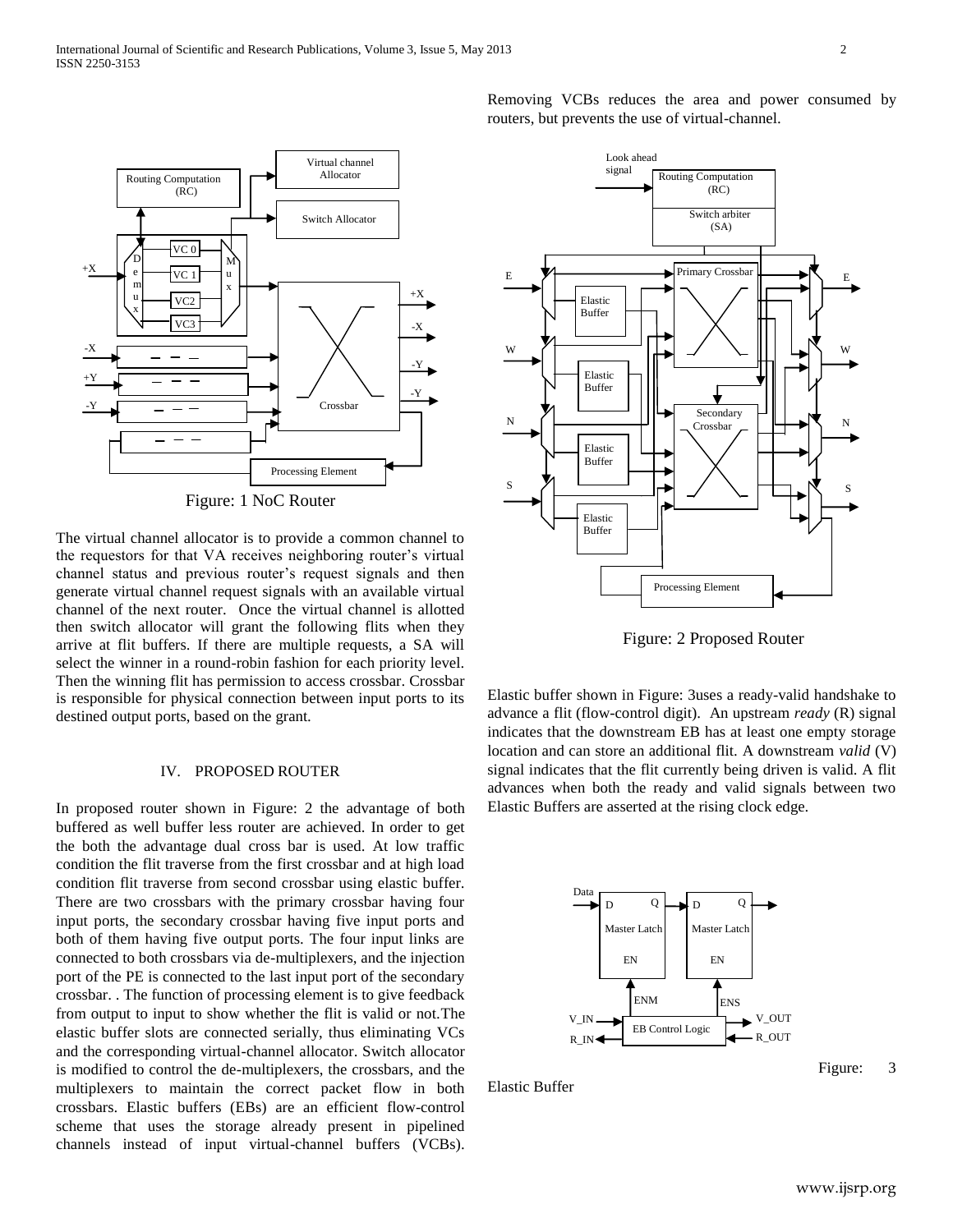Figure: 1 NoC Router

The virtual channel allocator is to provide a common channel to the requestors for that VA receives neighboring router's virtual channel status and previous router's request signals and then generate virtual channel request signals with an available virtual channel of the next router. Once the virtual channel is allotted then switch allocator will grant the following flits when they arrive at flit buffers. If there are multiple requests, a SA will select the winner in a round-robin fashion for each priority level. Then the winning flit has permission to access crossbar. Crossbar is responsible for physical connection between input ports to its destined output ports, based on the grant.

## IV. PROPOSED ROUTER

In proposed router shown in Figure: 2 the advantage of both buffered as well buffer less router are achieved. In order to get the both the advantage dual cross bar is used. At low traffic condition the flit traverse from the first crossbar and at high load condition flit traverse from second crossbar using elastic buffer. There are two crossbars with the primary crossbar having four input ports, the secondary crossbar having five input ports and both of them having five output ports. The four input links are connected to both crossbars via de-multiplexers, and the injection port of the PE is connected to the last input port of the secondary crossbar. . The function of processing element is to give feedback from output to input to show whether the flit is valid or not.The elastic buffer slots are connected serially, thus eliminating VCs and the corresponding virtual-channel allocator. Switch allocator is modified to control the de-multiplexers, the crossbars, and the multiplexers to maintain the correct packet flow in both crossbars. Elastic buffers (EBs) are an efficient flow-control scheme that uses the storage already present in pipelined channels instead of input virtual-channel buffers (VCBs). Removing VCBs reduces the area and power consumed by routers, but prevents the use of virtual-channel.

Figure: 2 Proposed Router

Elastic buffer shown in Figure: 3uses a ready-valid handshake to advance a flit (flow-control digit). An upstream *ready* (R) signal indicates that the downstream EB has at least one empty storage location and can store an additional flit. A downstream *valid* (V) signal indicates that the flit currently being driven is valid. A flit advances when both the ready and valid signals between two Elastic Buffers are asserted at the rising clock edge.

Figure: 3 Elastic Buffer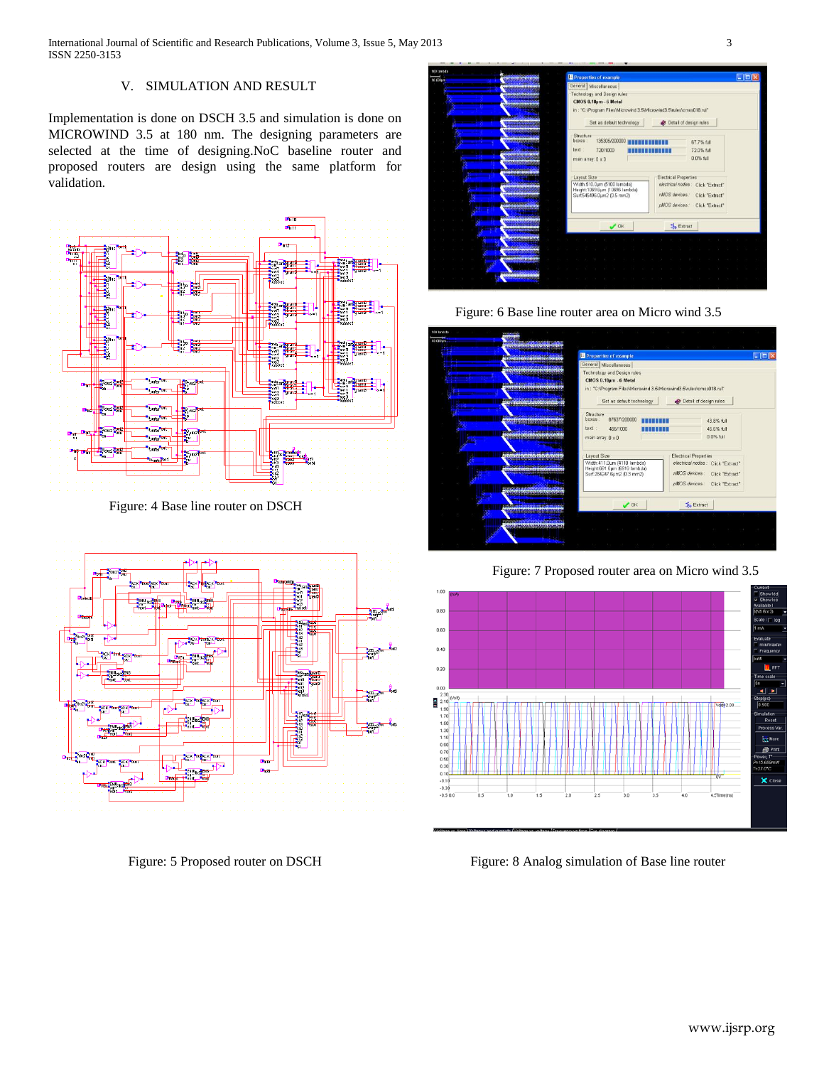## V. SIMULATION AND RESULT

Implementation is done on DSCH 3.5 and simulation is done on MICROWIND 3.5 at 180 nm. The designing parameters are selected at the time of designing.NoC baseline router and proposed routers are design using the same platform for validation.

Figure: 4 Base line router on DSCH

Figure: 5 Proposed router on DSCH

Figure: 6 Base line router area on Micro wind 3.5

Figure: 7 Proposed router area on Micro wind 3.5

Figure: 8 Analog simulation of Base line router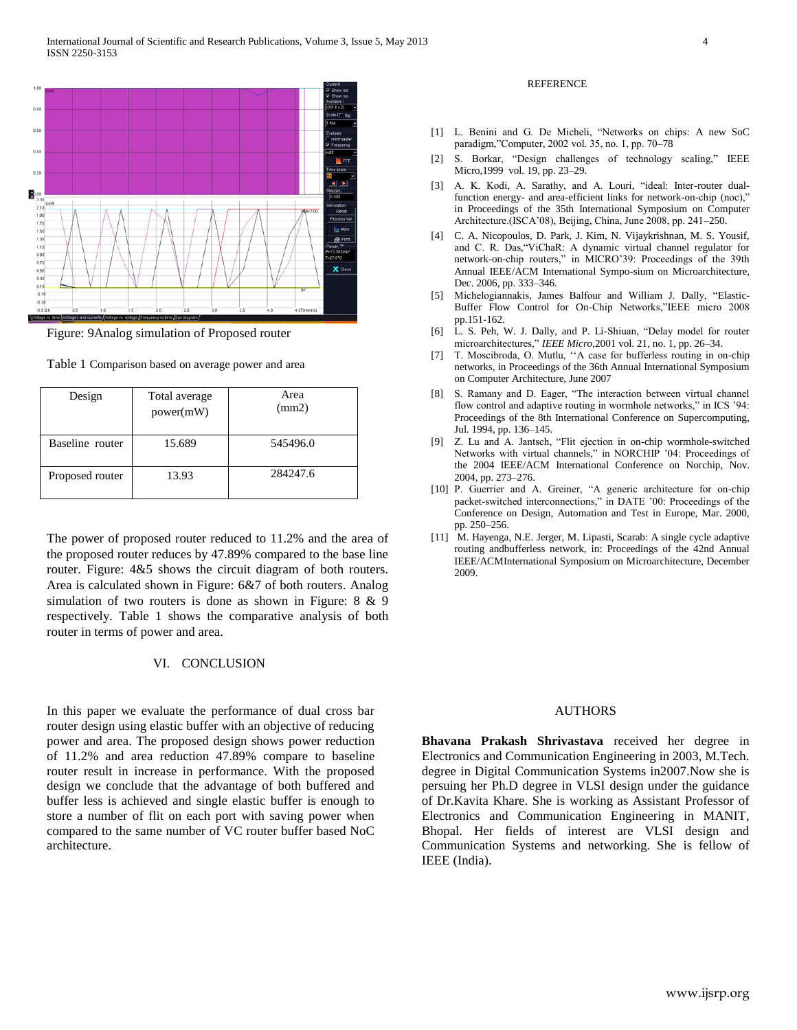Figure: 9Analog simulation of Proposed router

Table 1 Comparison based on average power and area

| Design | Total average power(mW) | Area (mm2) |
|---|---|---|
| Baseline router | 15.689 | 545496.0 |
| Proposed router | 13.93 | 284247.6 |

The power of proposed router reduced to 11.2% and the area of the proposed router reduces by 47.89% compared to the base line router. Figure: 4&5 shows the circuit diagram of both routers. Area is calculated shown in Figure: 6&7 of both routers. Analog simulation of two routers is done as shown in Figure: 8 & 9 respectively. Table 1 shows the comparative analysis of both router in terms of power and area.

## VI. CONCLUSION

In this paper we evaluate the performance of dual cross bar router design using elastic buffer with an objective of reducing power and area. The proposed design shows power reduction of 11.2% and area reduction 47.89% compare to baseline router result in increase in performance. With the proposed design we conclude that the advantage of both buffered and buffer less is achieved and single elastic buffer is enough to store a number of flit on each port with saving power when compared to the same number of VC router buffer based NoC architecture.

## REFERENCE

[1] L. Benini and G. De Micheli, "Networks on chips: A new SoC paradigm,"Computer, 2002 vol. 35, no. 1, pp. 70–78

[2] S. Borkar, "Design challenges of technology scaling," IEEE Micro,1999 vol. 19, pp. 23–29.

[3] A. K. Kodi, A. Sarathy, and A. Louri, "ideal: Inter-router dual-function energy- and area-efficient links for network-on-chip (noc)," in Proceedings of the 35th International Symposium on Computer Architecture.(ISCA'08), Beijing, China, June 2008, pp. 241–250.

[4] C. A. Nicopoulos, D. Park, J. Kim, N. Vijaykrishnan, M. S. Yousif, and C. R. Das,"ViChaR: A dynamic virtual channel regulator for network-on-chip routers," in MICRO'39: Proceedings of the 39th Annual IEEE/ACM International Sympo-sium on Microarchitecture, Dec. 2006, pp. 333–346.

[5] Michelogiannakis, James Balfour and William J. Dally, "Elastic-Buffer Flow Control for On-Chip Networks,"IEEE micro 2008 pp.151-162.

[6] L. S. Peh, W. J. Dally, and P. Li-Shiuan, "Delay model for router microarchitectures," *IEEE Micro*,2001 vol. 21, no. 1, pp. 26–34.

[7] T. Moscibroda, O. Mutlu, ''A case for bufferless routing in on-chip networks, in Proceedings of the 36th Annual International Symposium on Computer Architecture, June 2007

[8] S. Ramany and D. Eager, "The interaction between virtual channel flow control and adaptive routing in wormhole networks," in ICS '94: Proceedings of the 8th International Conference on Supercomputing, Jul. 1994, pp. 136–145.

[9] Z. Lu and A. Jantsch, "Flit ejection in on-chip wormhole-switched Networks with virtual channels," in NORCHIP '04: Proceedings of the 2004 IEEE/ACM International Conference on Norchip, Nov. 2004, pp. 273–276.

[10] P. Guerrier and A. Greiner, "A generic architecture for on-chip packet-switched interconnections," in DATE '00: Proceedings of the Conference on Design, Automation and Test in Europe, Mar. 2000, pp. 250–256.

[11] M. Hayenga, N.E. Jerger, M. Lipasti, Scarab: A single cycle adaptive routing andbufferless network, in: Proceedings of the 42nd Annual IEEE/ACMInternational Symposium on Microarchitecture, December 2009.

## AUTHORS

**Bhavana Prakash Shrivastava** received her degree in Electronics and Communication Engineering in 2003, M.Tech. degree in Digital Communication Systems in2007.Now she is persuing her Ph.D degree in VLSI design under the guidance of Dr.Kavita Khare. She is working as Assistant Professor of Electronics and Communication Engineering in MANIT, Bhopal. Her fields of interest are VLSI design and Communication Systems and networking. She is fellow of IEEE (India).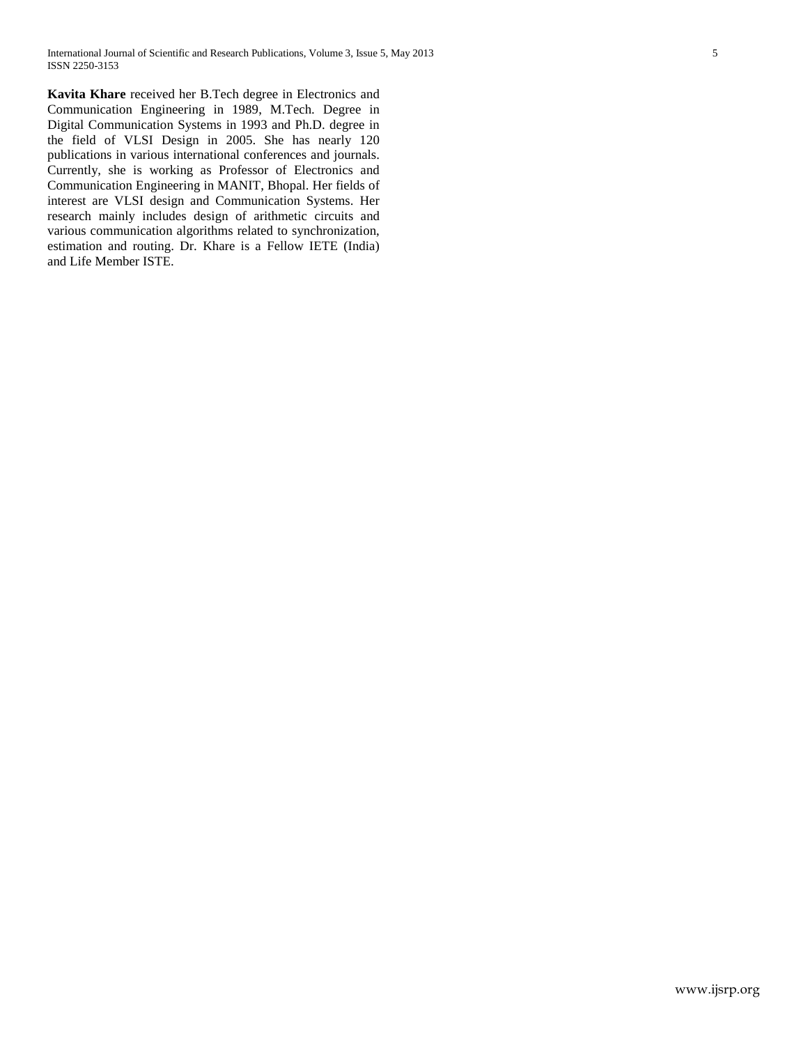**Kavita Khare** received her B.Tech degree in Electronics and Communication Engineering in 1989, M.Tech. Degree in Digital Communication Systems in 1993 and Ph.D. degree in the field of VLSI Design in 2005. She has nearly 120 publications in various international conferences and journals. Currently, she is working as Professor of Electronics and Communication Engineering in MANIT, Bhopal. Her fields of interest are VLSI design and Communication Systems. Her research mainly includes design of arithmetic circuits and various communication algorithms related to synchronization, estimation and routing. Dr. Khare is a Fellow IETE (India) and Life Member ISTE.